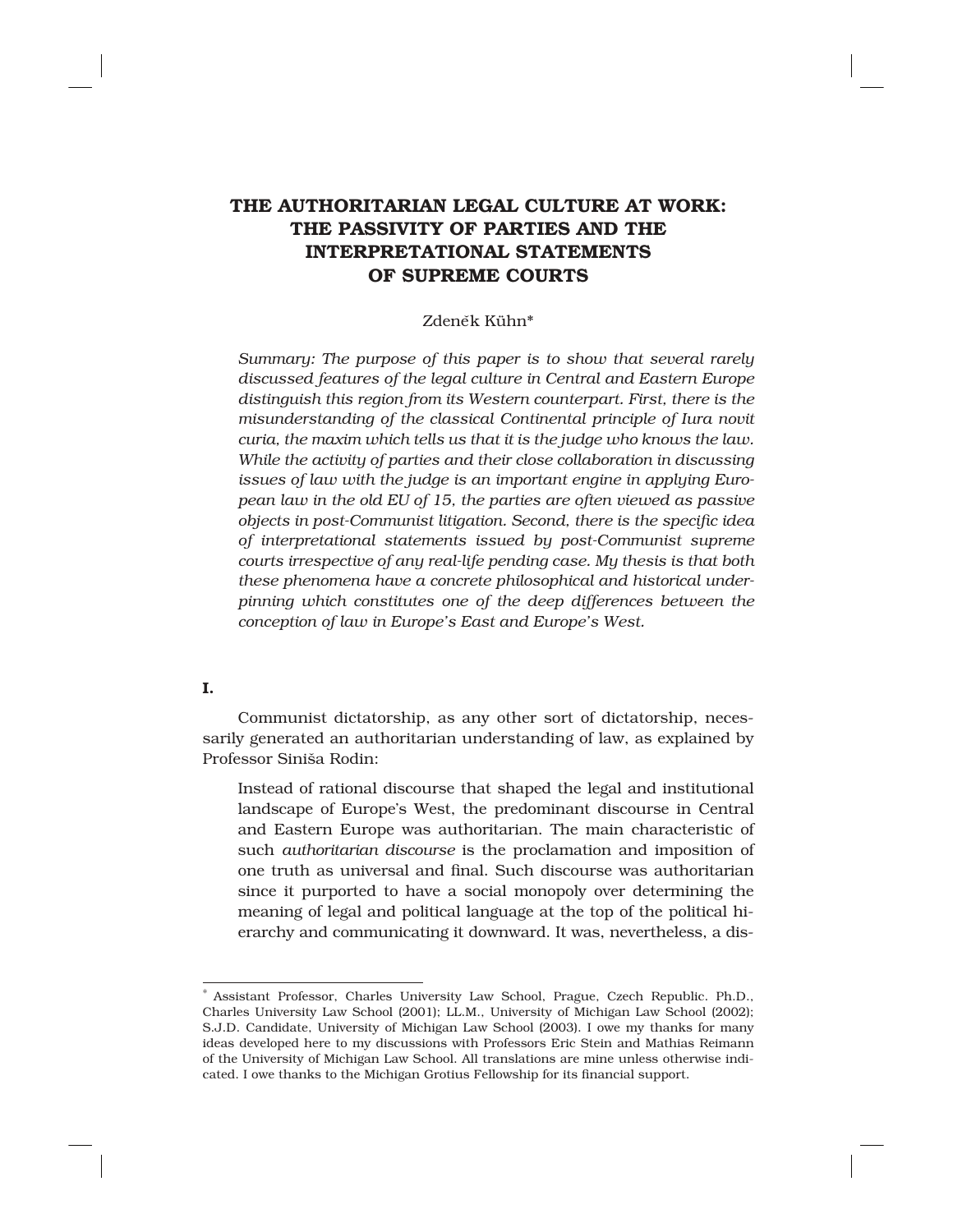# THE AUTHORITARIAN LEGAL CULTURE AT WORK: THE PASSIVITY OF PARTIES AND THE INTERPRETATIONAL STATEMENTS OF SUPREME COURTS

Zdeněk Kühn*

*Summary: The purpose of this paper is to show that several rarely discussed features of the legal culture in Central and Eastern Europe distinguish this region from its Western counterpart. First, there is the misunderstanding of the classical Continental principle of Iura novit curia, the maxim which tells us that it is the judge who knows the law. While the activity of parties and their close collaboration in discussing issues of law with the judge is an important engine in applying European law in the old EU of 15, the parties are often viewed as passive objects in post-Communist litigation. Second, there is the specific idea of interpretational statements issued by post-Communist supreme courts irrespective of any real-life pending case. My thesis is that both these phenomena have a concrete philosophical and historical underpinning which constitutes one of the deep differences between the conception of law in Europe's East and Europe's West.*

## I.

Communist dictatorship, as any other sort of dictatorship, necessarily generated an authoritarian understanding of law, as explained by Professor Siniša Rodin:

> Instead of rational discourse that shaped the legal and institutional landscape of Europe's West, the predominant discourse in Central and Eastern Europe was authoritarian. The main characteristic of such *authoritarian discourse* is the proclamation and imposition of one truth as universal and final. Such discourse was authoritarian since it purported to have a social monopoly over determining the meaning of legal and political language at the top of the political hierarchy and communicating it downward. It was, nevertheless, a dis-

---

* Assistant Professor, Charles University Law School, Prague, Czech Republic. Ph.D., Charles University Law School (2001); LL.M., University of Michigan Law School (2002); S.J.D. Candidate, University of Michigan Law School (2003). I owe my thanks for many ideas developed here to my discussions with Professors Eric Stein and Mathias Reimann of the University of Michigan Law School. All translations are mine unless otherwise indicated. I owe thanks to the Michigan Grotius Fellowship for its financial support.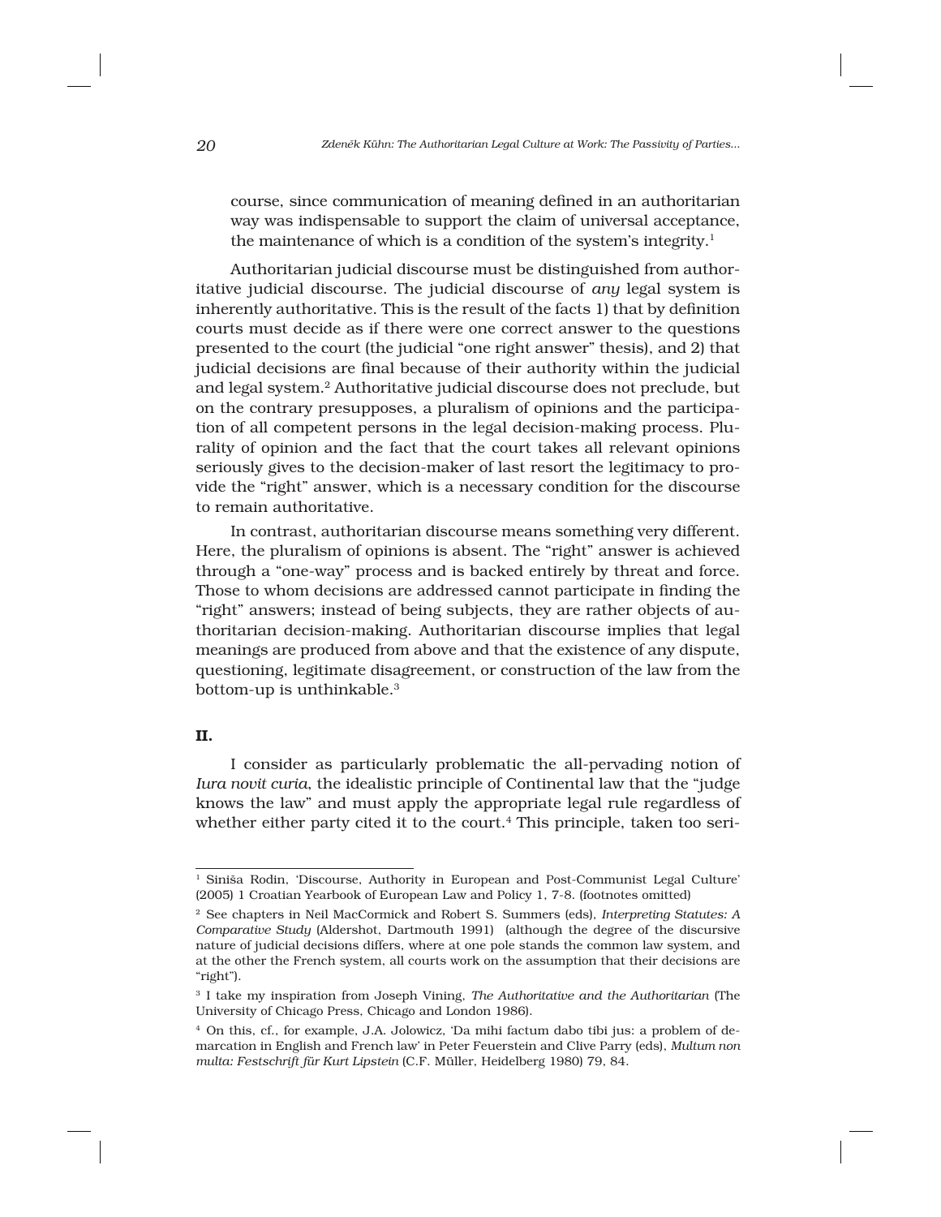course, since communication of meaning defined in an authoritarian way was indispensable to support the claim of universal acceptance, the maintenance of which is a condition of the system's integrity.[1]

Authoritarian judicial discourse must be distinguished from authoritative judicial discourse. The judicial discourse of *any* legal system is inherently authoritative. This is the result of the facts 1) that by definition courts must decide as if there were one correct answer to the questions presented to the court (the judicial "one right answer" thesis), and 2) that judicial decisions are final because of their authority within the judicial and legal system.[2] Authoritative judicial discourse does not preclude, but on the contrary presupposes, a pluralism of opinions and the participation of all competent persons in the legal decision-making process. Plurality of opinion and the fact that the court takes all relevant opinions seriously gives to the decision-maker of last resort the legitimacy to provide the "right" answer, which is a necessary condition for the discourse to remain authoritative.

In contrast, authoritarian discourse means something very different. Here, the pluralism of opinions is absent. The "right" answer is achieved through a "one-way" process and is backed entirely by threat and force. Those to whom decisions are addressed cannot participate in finding the "right" answers; instead of being subjects, they are rather objects of authoritarian decision-making. Authoritarian discourse implies that legal meanings are produced from above and that the existence of any dispute, questioning, legitimate disagreement, or construction of the law from the bottom-up is unthinkable.[3]

## II.

I consider as particularly problematic the all-pervading notion of *Iura novit curia*, the idealistic principle of Continental law that the "judge knows the law" and must apply the appropriate legal rule regardless of whether either party cited it to the court.[4] This principle, taken too seri-

---

[1] Siniša Rodin, 'Discourse, Authority in European and Post-Communist Legal Culture' (2005) 1 Croatian Yearbook of European Law and Policy 1, 7-8. (footnotes omitted)

[2] See chapters in Neil MacCormick and Robert S. Summers (eds), *Interpreting Statutes: A Comparative Study* (Aldershot, Dartmouth 1991) (although the degree of the discursive nature of judicial decisions differs, where at one pole stands the common law system, and at the other the French system, all courts work on the assumption that their decisions are "right").

[3] I take my inspiration from Joseph Vining, *The Authoritative and the Authoritarian* (The University of Chicago Press, Chicago and London 1986).

[4] On this, cf., for example, J.A. Jolowicz, 'Da mihi factum dabo tibi jus: a problem of demarcation in English and French law' in Peter Feuerstein and Clive Parry (eds), *Multum non multa: Festschrift für Kurt Lipstein* (C.F. Müller, Heidelberg 1980) 79, 84.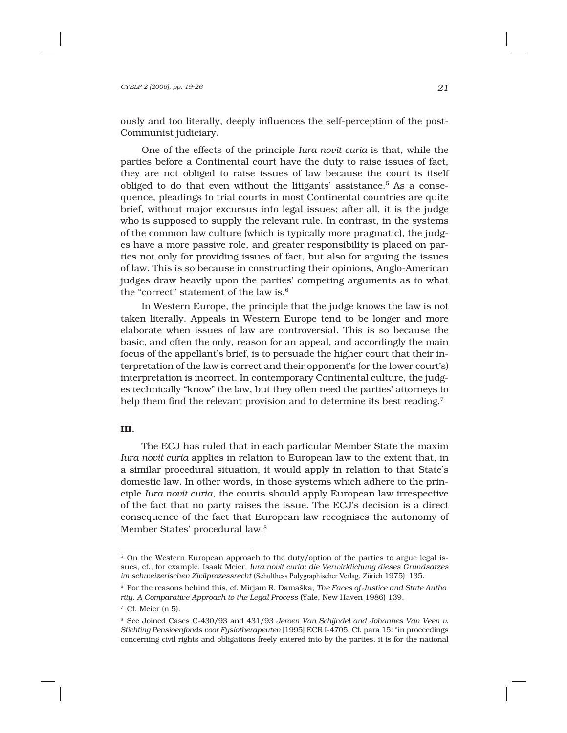ously and too literally, deeply influences the self-perception of the post-Communist judiciary.

One of the effects of the principle *Iura novit curia* is that, while the parties before a Continental court have the duty to raise issues of fact, they are not obliged to raise issues of law because the court is itself obliged to do that even without the litigants' assistance.[5] As a consequence, pleadings to trial courts in most Continental countries are quite brief, without major excursus into legal issues; after all, it is the judge who is supposed to supply the relevant rule. In contrast, in the systems of the common law culture (which is typically more pragmatic), the judges have a more passive role, and greater responsibility is placed on parties not only for providing issues of fact, but also for arguing the issues of law. This is so because in constructing their opinions, Anglo-American judges draw heavily upon the parties' competing arguments as to what the "correct" statement of the law is.[6]

In Western Europe, the principle that the judge knows the law is not taken literally. Appeals in Western Europe tend to be longer and more elaborate when issues of law are controversial. This is so because the basic, and often the only, reason for an appeal, and accordingly the main focus of the appellant's brief, is to persuade the higher court that their interpretation of the law is correct and their opponent's (or the lower court's) interpretation is incorrect. In contemporary Continental culture, the judges technically "know" the law, but they often need the parties' attorneys to help them find the relevant provision and to determine its best reading.[7]

**III.**

The ECJ has ruled that in each particular Member State the maxim *Iura novit curia* applies in relation to European law to the extent that, in a similar procedural situation, it would apply in relation to that State's domestic law. In other words, in those systems which adhere to the principle *Iura novit curia*, the courts should apply European law irrespective of the fact that no party raises the issue. The ECJ's decision is a direct consequence of the fact that European law recognises the autonomy of Member States' procedural law.[8]

---

[5] On the Western European approach to the duty/option of the parties to argue legal issues, cf., for example, Isaak Meier, *Iura novit curia: die Verwirklichung dieses Grundsatzes im schweizerischen Zivilprozessrecht* (Schulthess Polygraphischer Verlag, Zürich 1975) 135.

[6] For the reasons behind this, cf. Mirjam R. Damaška, *The Faces of Justice and State Authority. A Comparative Approach to the Legal Process* (Yale, New Haven 1986) 139.

[7] Cf. Meier (n 5).

[8] See Joined Cases C-430/93 and 431/93 *Jeroen Van Schijndel and Johannes Van Veen v. Stichting Pensioenfonds voor Fysiotherapeuten* [1995] ECR I-4705. Cf. para 15: "in proceedings concerning civil rights and obligations freely entered into by the parties, it is for the national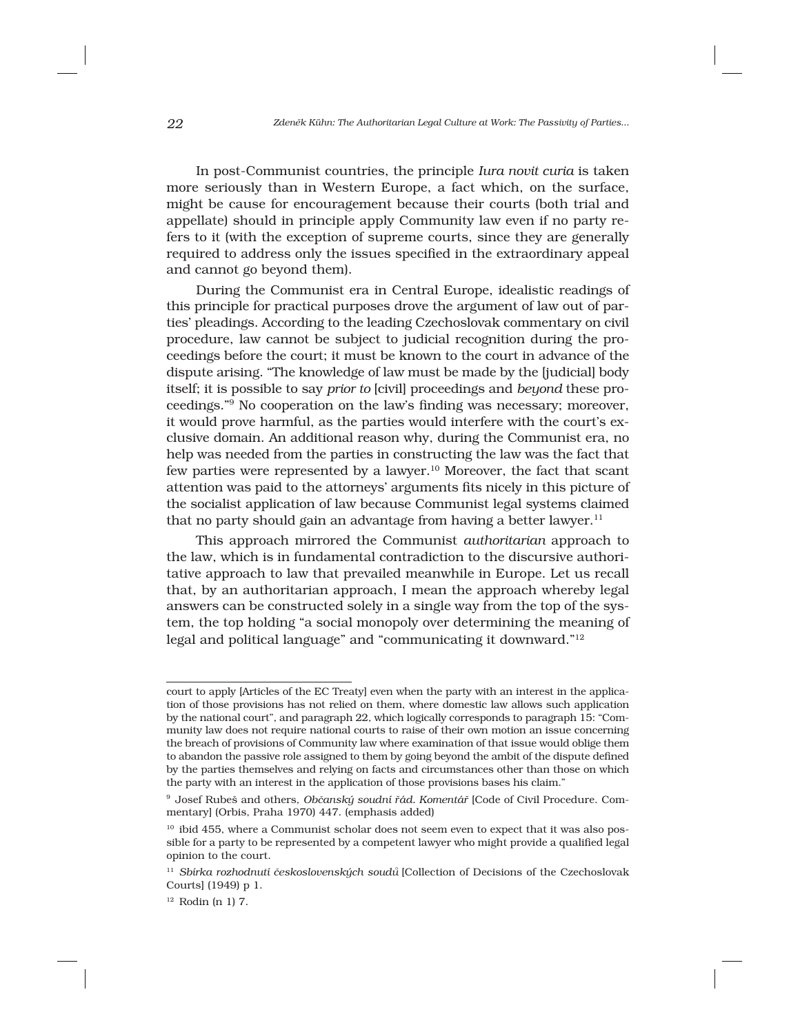In post-Communist countries, the principle *Iura novit curia* is taken more seriously than in Western Europe, a fact which, on the surface, might be cause for encouragement because their courts (both trial and appellate) should in principle apply Community law even if no party refers to it (with the exception of supreme courts, since they are generally required to address only the issues specified in the extraordinary appeal and cannot go beyond them).

During the Communist era in Central Europe, idealistic readings of this principle for practical purposes drove the argument of law out of parties' pleadings. According to the leading Czechoslovak commentary on civil procedure, law cannot be subject to judicial recognition during the proceedings before the court; it must be known to the court in advance of the dispute arising. "The knowledge of law must be made by the [judicial] body itself; it is possible to say *prior to* [civil] proceedings and *beyond* these proceedings."[9] No cooperation on the law's finding was necessary; moreover, it would prove harmful, as the parties would interfere with the court's exclusive domain. An additional reason why, during the Communist era, no help was needed from the parties in constructing the law was the fact that few parties were represented by a lawyer.[10] Moreover, the fact that scant attention was paid to the attorneys' arguments fits nicely in this picture of the socialist application of law because Communist legal systems claimed that no party should gain an advantage from having a better lawyer.[11]

This approach mirrored the Communist *authoritarian* approach to the law, which is in fundamental contradiction to the discursive authoritative approach to law that prevailed meanwhile in Europe. Let us recall that, by an authoritarian approach, I mean the approach whereby legal answers can be constructed solely in a single way from the top of the system, the top holding "a social monopoly over determining the meaning of legal and political language" and "communicating it downward."[12]

---

court to apply [Articles of the EC Treaty] even when the party with an interest in the application of those provisions has not relied on them, where domestic law allows such application by the national court", and paragraph 22, which logically corresponds to paragraph 15: "Community law does not require national courts to raise of their own motion an issue concerning the breach of provisions of Community law where examination of that issue would oblige them to abandon the passive role assigned to them by going beyond the ambit of the dispute defined by the parties themselves and relying on facts and circumstances other than those on which the party with an interest in the application of those provisions bases his claim."

[9] Josef Rubeš and others, *Občanský soudní řád. Komentář* [Code of Civil Procedure. Commentary] (Orbis, Praha 1970) 447. (emphasis added)

[10] ibid 455, where a Communist scholar does not seem even to expect that it was also possible for a party to be represented by a competent lawyer who might provide a qualified legal opinion to the court.

[11] *Sbírka rozhodnutí československých soudů* [Collection of Decisions of the Czechoslovak Courts] (1949) p 1.

[12] Rodin (n 1) 7.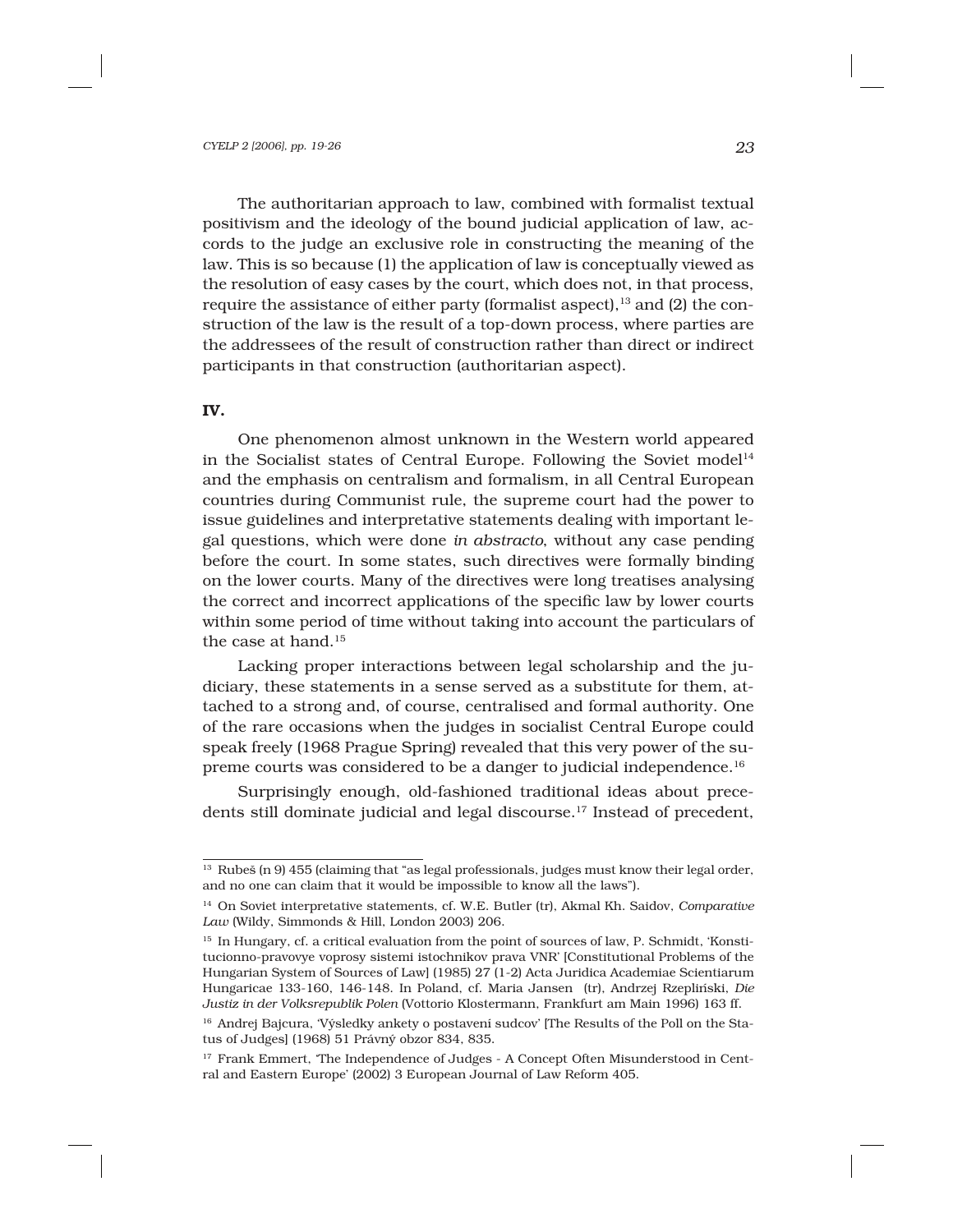The authoritarian approach to law, combined with formalist textual positivism and the ideology of the bound judicial application of law, accords to the judge an exclusive role in constructing the meaning of the law. This is so because (1) the application of law is conceptually viewed as the resolution of easy cases by the court, which does not, in that process, require the assistance of either party (formalist aspect),[13] and (2) the construction of the law is the result of a top-down process, where parties are the addressees of the result of construction rather than direct or indirect participants in that construction (authoritarian aspect).

## IV.

One phenomenon almost unknown in the Western world appeared in the Socialist states of Central Europe. Following the Soviet model[14] and the emphasis on centralism and formalism, in all Central European countries during Communist rule, the supreme court had the power to issue guidelines and interpretative statements dealing with important legal questions, which were done *in abstracto*, without any case pending before the court. In some states, such directives were formally binding on the lower courts. Many of the directives were long treatises analysing the correct and incorrect applications of the specific law by lower courts within some period of time without taking into account the particulars of the case at hand.[15]

Lacking proper interactions between legal scholarship and the judiciary, these statements in a sense served as a substitute for them, attached to a strong and, of course, centralised and formal authority. One of the rare occasions when the judges in socialist Central Europe could speak freely (1968 Prague Spring) revealed that this very power of the supreme courts was considered to be a danger to judicial independence.[16]

Surprisingly enough, old-fashioned traditional ideas about precedents still dominate judicial and legal discourse.[17] Instead of precedent,

---

[13] Rubeš (n 9) 455 (claiming that "as legal professionals, judges must know their legal order, and no one can claim that it would be impossible to know all the laws").

[14] On Soviet interpretative statements, cf. W.E. Butler (tr), Akmal Kh. Saidov, *Comparative Law* (Wildy, Simmonds & Hill, London 2003) 206.

[15] In Hungary, cf. a critical evaluation from the point of sources of law, P. Schmidt, 'Konstitucionno-pravovye voprosy sistemi istochnikov prava VNR' [Constitutional Problems of the Hungarian System of Sources of Law] (1985) 27 (1-2) Acta Juridica Academiae Scientiarum Hungaricae 133-160, 146-148. In Poland, cf. Maria Jansen (tr), Andrzej Rzepliński, *Die Justiz in der Volksrepublik Polen* (Vottorio Klostermann, Frankfurt am Main 1996) 163 ff.

[16] Andrej Bajcura, 'Výsledky ankety o postavení sudcov' [The Results of the Poll on the Status of Judges] (1968) 51 Právný obzor 834, 835.

[17] Frank Emmert, 'The Independence of Judges - A Concept Often Misunderstood in Central and Eastern Europe' (2002) 3 European Journal of Law Reform 405.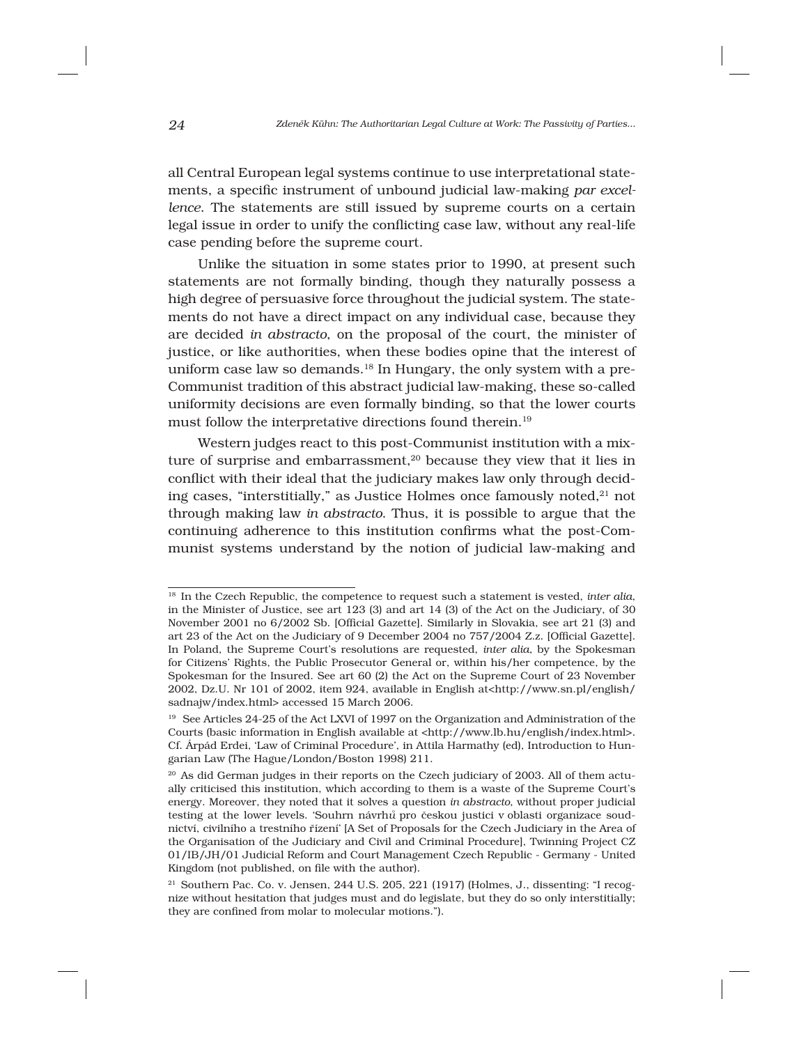all Central European legal systems continue to use interpretational statements, a specific instrument of unbound judicial law-making *par excellence*. The statements are still issued by supreme courts on a certain legal issue in order to unify the conflicting case law, without any real-life case pending before the supreme court.

Unlike the situation in some states prior to 1990, at present such statements are not formally binding, though they naturally possess a high degree of persuasive force throughout the judicial system. The statements do not have a direct impact on any individual case, because they are decided *in abstracto*, on the proposal of the court, the minister of justice, or like authorities, when these bodies opine that the interest of uniform case law so demands.[18] In Hungary, the only system with a pre-Communist tradition of this abstract judicial law-making, these so-called uniformity decisions are even formally binding, so that the lower courts must follow the interpretative directions found therein.[19]

Western judges react to this post-Communist institution with a mixture of surprise and embarrassment,[20] because they view that it lies in conflict with their ideal that the judiciary makes law only through deciding cases, "interstitially," as Justice Holmes once famously noted,[21] not through making law *in abstracto*. Thus, it is possible to argue that the continuing adherence to this institution confirms what the post-Communist systems understand by the notion of judicial law-making and

---

[18] In the Czech Republic, the competence to request such a statement is vested, *inter alia*, in the Minister of Justice, see art 123 (3) and art 14 (3) of the Act on the Judiciary, of 30 November 2001 no 6/2002 Sb. [Official Gazette]. Similarly in Slovakia, see art 21 (3) and art 23 of the Act on the Judiciary of 9 December 2004 no 757/2004 Z.z. [Official Gazette]. In Poland, the Supreme Court's resolutions are requested, *inter alia*, by the Spokesman for Citizens' Rights, the Public Prosecutor General or, within his/her competence, by the Spokesman for the Insured. See art 60 (2) the Act on the Supreme Court of 23 November 2002, Dz.U. Nr 101 of 2002, item 924, available in English at<http://www.sn.pl/english/sadnajw/index.html> accessed 15 March 2006.

[19] See Articles 24-25 of the Act LXVI of 1997 on the Organization and Administration of the Courts (basic information in English available at <http://www.lb.hu/english/index.html>. Cf. Árpád Erdei, 'Law of Criminal Procedure', in Attila Harmathy (ed), Introduction to Hungarian Law (The Hague/London/Boston 1998) 211.

[20] As did German judges in their reports on the Czech judiciary of 2003. All of them actually criticised this institution, which according to them is a waste of the Supreme Court's energy. Moreover, they noted that it solves a question *in abstracto*, without proper judicial testing at the lower levels. 'Souhrn návrhů pro českou justici v oblasti organizace soudnictví, civilního a trestního řízení' [A Set of Proposals for the Czech Judiciary in the Area of the Organisation of the Judiciary and Civil and Criminal Procedure], Twinning Project CZ 01/IB/JH/01 Judicial Reform and Court Management Czech Republic - Germany - United Kingdom (not published, on file with the author).

[21] Southern Pac. Co. v. Jensen, 244 U.S. 205, 221 (1917) (Holmes, J., dissenting: "I recognize without hesitation that judges must and do legislate, but they do so only interstitially; they are confined from molar to molecular motions.").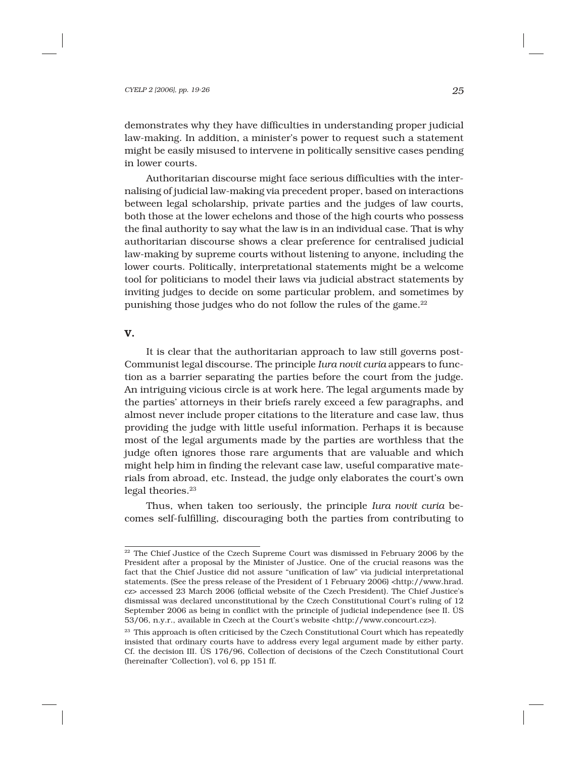demonstrates why they have difficulties in understanding proper judicial law-making. In addition, a minister's power to request such a statement might be easily misused to intervene in politically sensitive cases pending in lower courts.

Authoritarian discourse might face serious difficulties with the internalising of judicial law-making via precedent proper, based on interactions between legal scholarship, private parties and the judges of law courts, both those at the lower echelons and those of the high courts who possess the final authority to say what the law is in an individual case. That is why authoritarian discourse shows a clear preference for centralised judicial law-making by supreme courts without listening to anyone, including the lower courts. Politically, interpretational statements might be a welcome tool for politicians to model their laws via judicial abstract statements by inviting judges to decide on some particular problem, and sometimes by punishing those judges who do not follow the rules of the game.[22]

## V.

It is clear that the authoritarian approach to law still governs post-Communist legal discourse. The principle *Iura novit curia* appears to function as a barrier separating the parties before the court from the judge. An intriguing vicious circle is at work here. The legal arguments made by the parties' attorneys in their briefs rarely exceed a few paragraphs, and almost never include proper citations to the literature and case law, thus providing the judge with little useful information. Perhaps it is because most of the legal arguments made by the parties are worthless that the judge often ignores those rare arguments that are valuable and which might help him in finding the relevant case law, useful comparative materials from abroad, etc. Instead, the judge only elaborates the court's own legal theories.[23]

Thus, when taken too seriously, the principle *Iura novit curia* becomes self-fulfilling, discouraging both the parties from contributing to

---

[22] The Chief Justice of the Czech Supreme Court was dismissed in February 2006 by the President after a proposal by the Minister of Justice. One of the crucial reasons was the fact that the Chief Justice did not assure "unification of law" via judicial interpretational statements. (See the press release of the President of 1 February 2006) <http://www.hrad.cz> accessed 23 March 2006 (official website of the Czech President). The Chief Justice's dismissal was declared unconstitutional by the Czech Constitutional Court's ruling of 12 September 2006 as being in conflict with the principle of judicial independence (see II. ÚS 53/06, n.y.r., available in Czech at the Court's website <http://www.concourt.cz>).

[23] This approach is often criticised by the Czech Constitutional Court which has repeatedly insisted that ordinary courts have to address every legal argument made by either party. Cf. the decision III. ÚS 176/96, Collection of decisions of the Czech Constitutional Court (hereinafter 'Collection'), vol 6, pp 151 ff.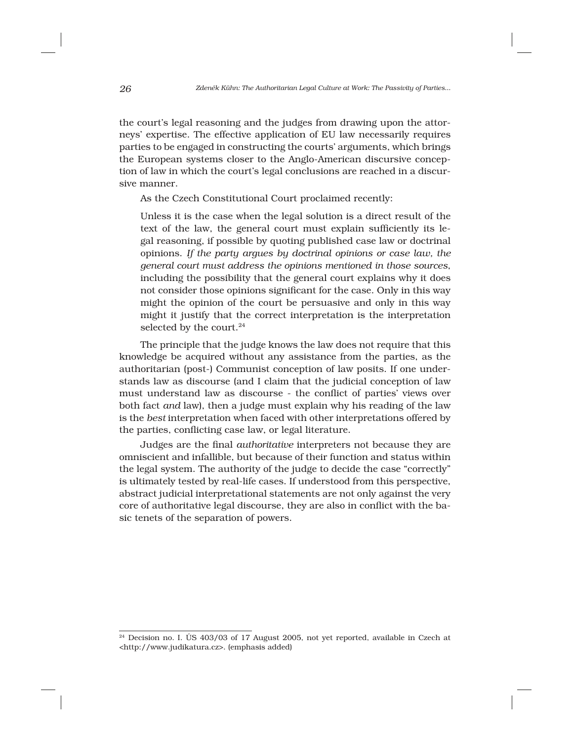the court's legal reasoning and the judges from drawing upon the attorneys' expertise. The effective application of EU law necessarily requires parties to be engaged in constructing the courts' arguments, which brings the European systems closer to the Anglo-American discursive conception of law in which the court's legal conclusions are reached in a discursive manner.

As the Czech Constitutional Court proclaimed recently:

> Unless it is the case when the legal solution is a direct result of the text of the law, the general court must explain sufficiently its legal reasoning, if possible by quoting published case law or doctrinal opinions. *If the party argues by doctrinal opinions or case law, the general court must address the opinions mentioned in those sources*, including the possibility that the general court explains why it does not consider those opinions significant for the case. Only in this way might the opinion of the court be persuasive and only in this way might it justify that the correct interpretation is the interpretation selected by the court.[24]

The principle that the judge knows the law does not require that this knowledge be acquired without any assistance from the parties, as the authoritarian (post-) Communist conception of law posits. If one understands law as discourse (and I claim that the judicial conception of law must understand law as discourse - the conflict of parties' views over both fact *and* law), then a judge must explain why his reading of the law is the *best* interpretation when faced with other interpretations offered by the parties, conflicting case law, or legal literature.

Judges are the final *authoritative* interpreters not because they are omniscient and infallible, but because of their function and status within the legal system. The authority of the judge to decide the case "correctly" is ultimately tested by real-life cases. If understood from this perspective, abstract judicial interpretational statements are not only against the very core of authoritative legal discourse, they are also in conflict with the basic tenets of the separation of powers.

---

[24] Decision no. I. ÚS 403/03 of 17 August 2005, not yet reported, available in Czech at <http://www.judikatura.cz>. (emphasis added)